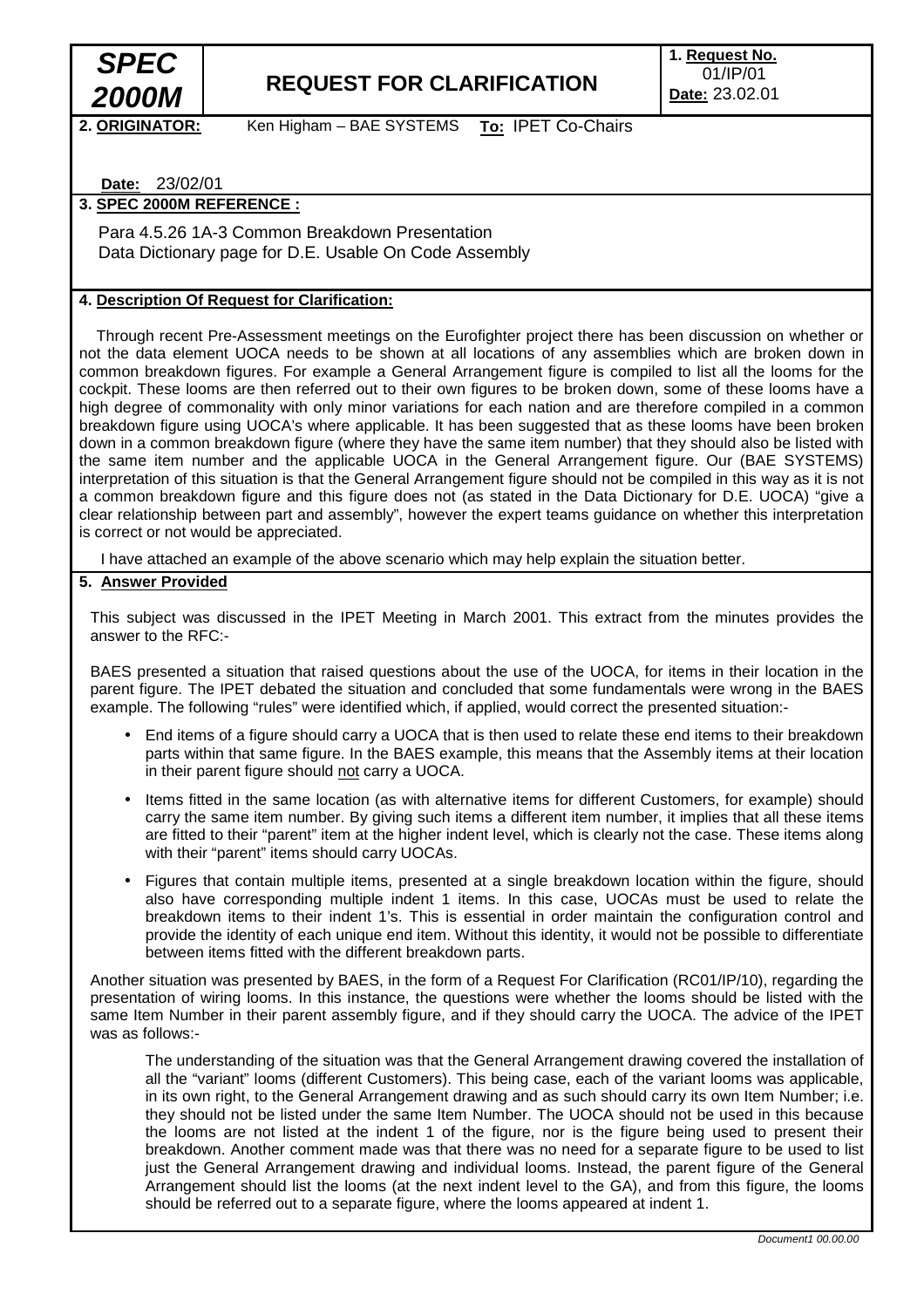# SPEC 2000M

## REQUEST FOR CLARIFICATION

**1. Request No.** 01/IP/01
**Date:** 23.02.01

**2. ORIGINATOR:** Ken Higham – BAE SYSTEMS **To:** IPET Co-Chairs

**Date:** 23/02/01

**3. SPEC 2000M REFERENCE :**

Para 4.5.26 1A-3 Common Breakdown Presentation
Data Dictionary page for D.E. Usable On Code Assembly

**4. Description Of Request for Clarification:**

Through recent Pre-Assessment meetings on the Eurofighter project there has been discussion on whether or not the data element UOCA needs to be shown at all locations of any assemblies which are broken down in common breakdown figures. For example a General Arrangement figure is compiled to list all the looms for the cockpit. These looms are then referred out to their own figures to be broken down, some of these looms have a high degree of commonality with only minor variations for each nation and are therefore compiled in a common breakdown figure using UOCA's where applicable. It has been suggested that as these looms have been broken down in a common breakdown figure (where they have the same item number) that they should also be listed with the same item number and the applicable UOCA in the General Arrangement figure. Our (BAE SYSTEMS) interpretation of this situation is that the General Arrangement figure should not be compiled in this way as it is not a common breakdown figure and this figure does not (as stated in the Data Dictionary for D.E. UOCA) "give a clear relationship between part and assembly", however the expert teams guidance on whether this interpretation is correct or not would be appreciated.

I have attached an example of the above scenario which may help explain the situation better.

**5. Answer Provided**

This subject was discussed in the IPET Meeting in March 2001. This extract from the minutes provides the answer to the RFC:-

BAES presented a situation that raised questions about the use of the UOCA, for items in their location in the parent figure. The IPET debated the situation and concluded that some fundamentals were wrong in the BAES example. The following "rules" were identified which, if applied, would correct the presented situation:-

- End items of a figure should carry a UOCA that is then used to relate these end items to their breakdown parts within that same figure. In the BAES example, this means that the Assembly items at their location in their parent figure should not carry a UOCA.
- Items fitted in the same location (as with alternative items for different Customers, for example) should carry the same item number. By giving such items a different item number, it implies that all these items are fitted to their "parent" item at the higher indent level, which is clearly not the case. These items along with their "parent" items should carry UOCAs.
- Figures that contain multiple items, presented at a single breakdown location within the figure, should also have corresponding multiple indent 1 items. In this case, UOCAs must be used to relate the breakdown items to their indent 1's. This is essential in order maintain the configuration control and provide the identity of each unique end item. Without this identity, it would not be possible to differentiate between items fitted with the different breakdown parts.

Another situation was presented by BAES, in the form of a Request For Clarification (RC01/IP/10), regarding the presentation of wiring looms. In this instance, the questions were whether the looms should be listed with the same Item Number in their parent assembly figure, and if they should carry the UOCA. The advice of the IPET was as follows:-

> The understanding of the situation was that the General Arrangement drawing covered the installation of all the "variant" looms (different Customers). This being case, each of the variant looms was applicable, in its own right, to the General Arrangement drawing and as such should carry its own Item Number; i.e. they should not be listed under the same Item Number. The UOCA should not be used in this because the looms are not listed at the indent 1 of the figure, nor is the figure being used to present their breakdown. Another comment made was that there was no need for a separate figure to be used to list just the General Arrangement drawing and individual looms. Instead, the parent figure of the General Arrangement should list the looms (at the next indent level to the GA), and from this figure, the looms should be referred out to a separate figure, where the looms appeared at indent 1.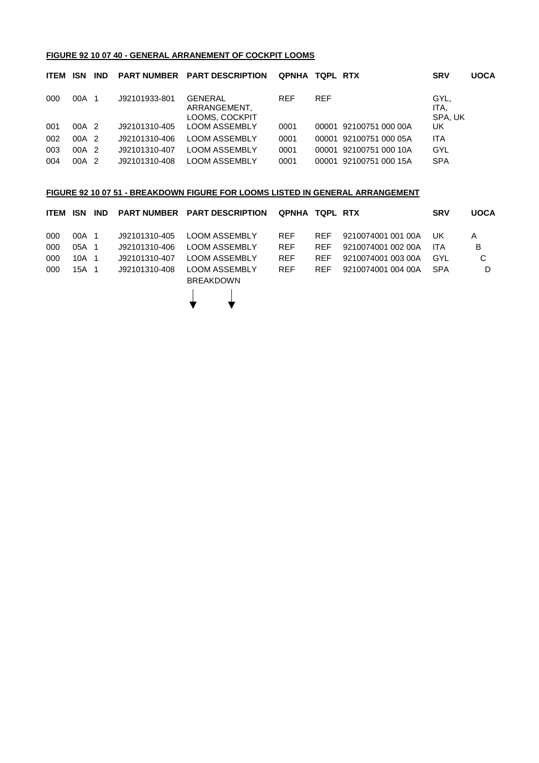**FIGURE 92 10 07 40 - GENERAL ARRANEMENT OF COCKPIT LOOMS**

| ITEM | ISN | IND | PART NUMBER | PART DESCRIPTION | QPNHA | TQPL | RTX | SRV | UOCA |
|---|---|---|---|---|---|---|---|---|---|
| 000 | 00A | 1 | J92101933-801 | GENERAL ARRANGEMENT, LOOMS, COCKPIT | REF | REF | | GYL, ITA, SPA, UK | |
| 001 | 00A | 2 | J92101310-405 | LOOM ASSEMBLY | 0001 | 00001 | 92100751 000 00A | UK | |
| 002 | 00A | 2 | J92101310-406 | LOOM ASSEMBLY | 0001 | 00001 | 92100751 000 05A | ITA | |
| 003 | 00A | 2 | J92101310-407 | LOOM ASSEMBLY | 0001 | 00001 | 92100751 000 10A | GYL | |
| 004 | 00A | 2 | J92101310-408 | LOOM ASSEMBLY | 0001 | 00001 | 92100751 000 15A | SPA | |

**FIGURE 92 10 07 51 - BREAKDOWN FIGURE FOR LOOMS LISTED IN GENERAL ARRANGEMENT**

| ITEM | ISN | IND | PART NUMBER | PART DESCRIPTION | QPNHA | TQPL | RTX | SRV | UOCA |
|---|---|---|---|---|---|---|---|---|---|
| 000 | 00A | 1 | J92101310-405 | LOOM ASSEMBLY | REF | REF | 9210074001 001 00A | UK | A |
| 000 | 05A | 1 | J92101310-406 | LOOM ASSEMBLY | REF | REF | 9210074001 002 00A | ITA | B |
| 000 | 10A | 1 | J92101310-407 | LOOM ASSEMBLY | REF | REF | 9210074001 003 00A | GYL | C |
| 000 | 15A | 1 | J92101310-408 | LOOM ASSEMBLY BREAKDOWN | REF | REF | 9210074001 004 00A | SPA | D |